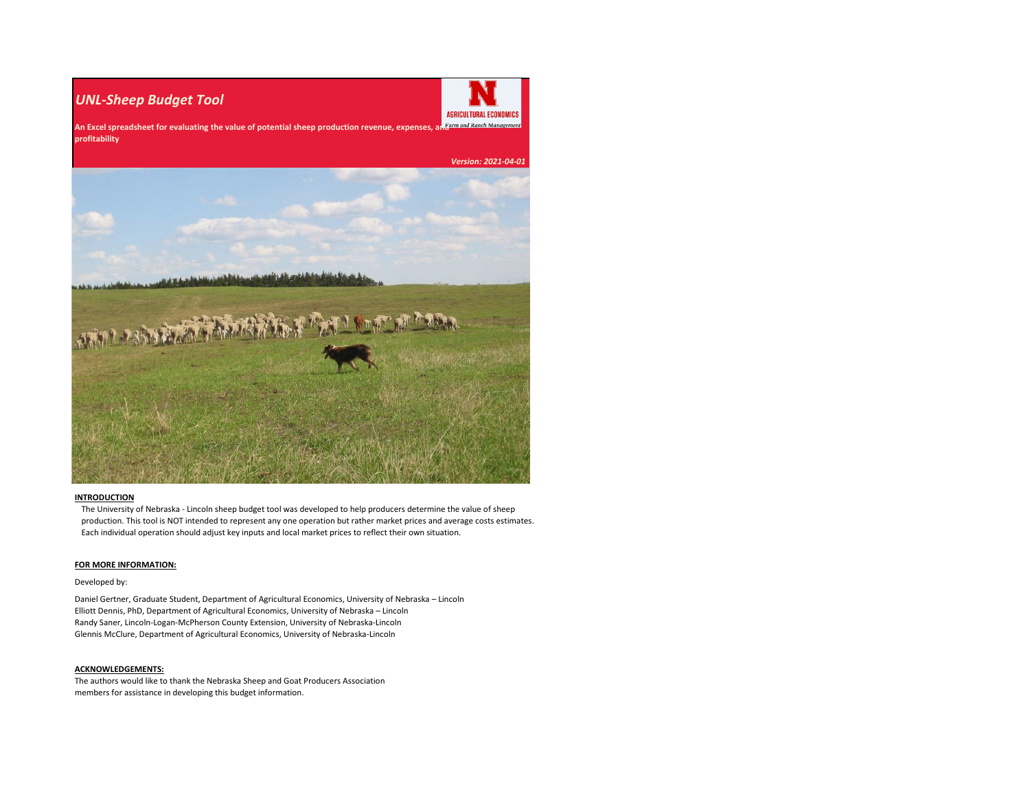# *UNL-Sheep Budget Tool*

**An Excel spreadsheet for evaluating the value of potential sheep production revenue, expenses, and profitability**

***Version: 2021-04-01***

**INTRODUCTION**

The University of Nebraska - Lincoln sheep budget tool was developed to help producers determine the value of sheep production. This tool is NOT intended to represent any one operation but rather market prices and average costs estimates. Each individual operation should adjust key inputs and local market prices to reflect their own situation.

**FOR MORE INFORMATION:**

Developed by:

Daniel Gertner, Graduate Student, Department of Agricultural Economics, University of Nebraska – Lincoln
Elliott Dennis, PhD, Department of Agricultural Economics, University of Nebraska – Lincoln
Randy Saner, Lincoln-Logan-McPherson County Extension, University of Nebraska-Lincoln
Glennis McClure, Department of Agricultural Economics, University of Nebraska-Lincoln

**ACKNOWLEDGEMENTS:**

The authors would like to thank the Nebraska Sheep and Goat Producers Association members for assistance in developing this budget information.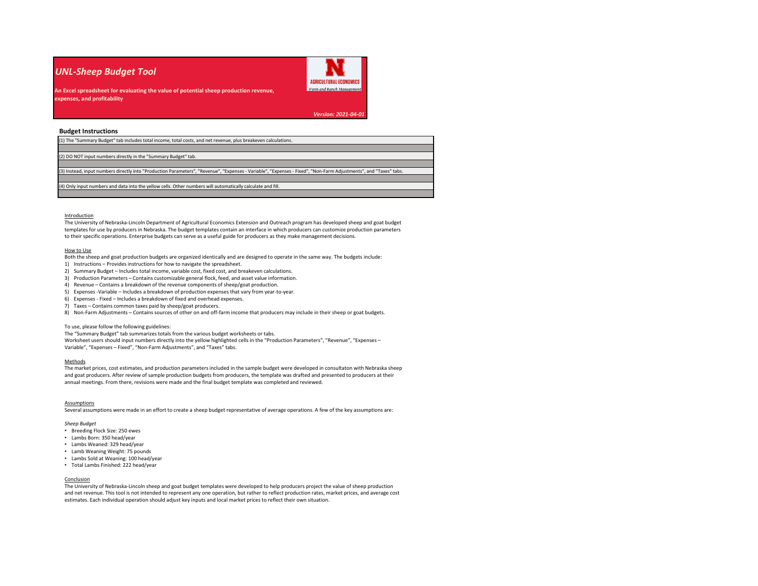# *UNL-Sheep Budget Tool*

**An Excel spreadsheet for evaluating the value of potential sheep production revenue, expenses, and profitability**

AGRICULTURAL ECONOMICS
*Farm and Ranch Management*

***Version: 2021-04-01***

## Budget Instructions

(1) The "Summary Budget" tab includes total income, total costs, and net revenue, plus breakeven calculations.

(2) DO NOT input numbers directly in the "Summary Budget" tab.

(3) Instead, input numbers directly into "Production Parameters", "Revenue", "Expenses - Variable", "Expenses - Fixed", "Non-Farm Adjustments", and "Taxes" tabs.

(4) Only input numbers and data into the yellow cells. Other numbers will automatically calculate and fill.

### Introduction

The University of Nebraska-Lincoln Department of Agricultural Economics Extension and Outreach program has developed sheep and goat budget templates for use by producers in Nebraska. The budget templates contain an interface in which producers can customize production parameters to their specific operations. Enterprise budgets can serve as a useful guide for producers as they make management decisions.

### How to Use

Both the sheep and goat production budgets are organized identically and are designed to operate in the same way. The budgets include:

1) Instructions – Provides instructions for how to navigate the spreadsheet.
2) Summary Budget – Includes total income, variable cost, fixed cost, and breakeven calculations.
3) Production Parameters – Contains customizable general flock, feed, and asset value information.
4) Revenue – Contains a breakdown of the revenue components of sheep/goat production.
5) Expenses -Variable – Includes a breakdown of production expenses that vary from year-to-year.
6) Expenses - Fixed – Includes a breakdown of fixed and overhead expenses.
7) Taxes – Contains common taxes paid by sheep/goat producers.
8) Non-Farm Adjustments – Contains sources of other on and off-farm income that producers may include in their sheep or goat budgets.

To use, please follow the following guidelines:

The "Summary Budget" tab summarizes totals from the various budget worksheets or tabs.

Worksheet users should input numbers directly into the yellow highlighted cells in the "Production Parameters", "Revenue", "Expenses – Variable", "Expenses – Fixed", "Non-Farm Adjustments", and "Taxes" tabs.

### Methods

The market prices, cost estimates, and production parameters included in the sample budget were developed in consultaton with Nebraska sheep and goat producers. After review of sample production budgets from producers, the template was drafted and presented to producers at their annual meetings. From there, revisions were made and the final budget template was completed and reviewed.

### Assumptions

Several assumptions were made in an effort to create a sheep budget representative of average operations. A few of the key assumptions are:

*Sheep Budget*

- Breeding Flock Size: 250 ewes
- Lambs Born: 350 head/year
- Lambs Weaned: 329 head/year
- Lamb Weaning Weight: 75 pounds
- Lambs Sold at Weaning: 100 head/year
- Total Lambs Finished: 222 head/year

### Conclusion

The University of Nebraska-Lincoln sheep and goat budget templates were developed to help producers project the value of sheep production and net revenue. This tool is not intended to represent any one operation, but rather to reflect production rates, market prices, and average cost estimates. Each individual operation should adjust key inputs and local market prices to reflect their own situation.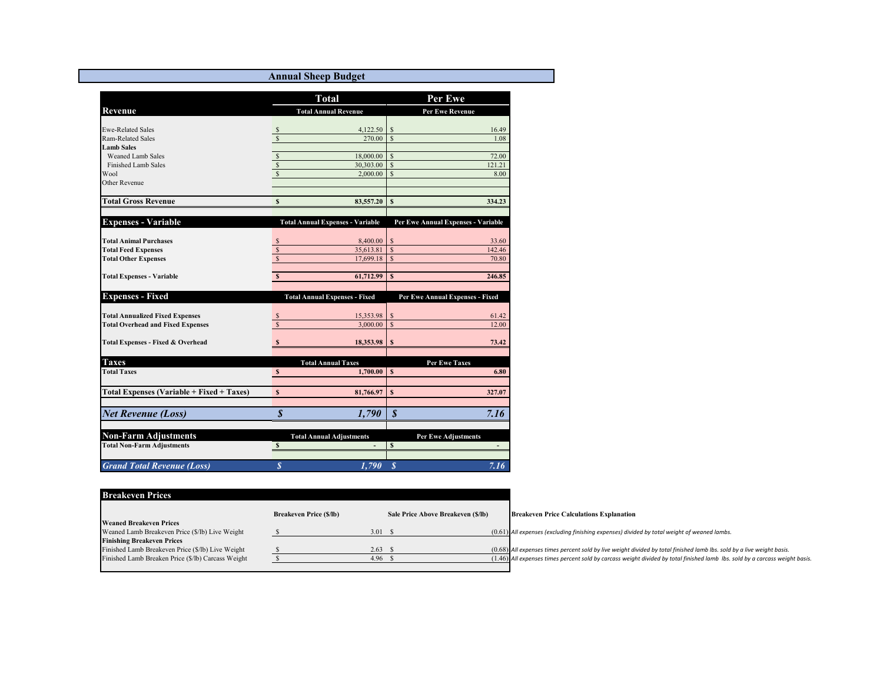# Annual Sheep Budget

| | Total | Per Ewe |
|---|---|---|
| **Revenue** | **Total Annual Revenue** | **Per Ewe Revenue** |
| Ewe-Related Sales | $ 4,122.50 | $ 16.49 |
| Ram-Related Sales | $ 270.00 | $ 1.08 |
| **Lamb Sales** | | |
| Weaned Lamb Sales | $ 18,000.00 | $ 72.00 |
| Finished Lamb Sales | $ 30,303.00 | $ 121.21 |
| Wool | $ 2,000.00 | $ 8.00 |
| Other Revenue | | |
| **Total Gross Revenue** | **$ 83,557.20** | **$ 334.23** |
| **Expenses - Variable** | **Total Annual Expenses - Variable** | **Per Ewe Annual Expenses - Variable** |
| **Total Animal Purchases** | $ 8,400.00 | $ 33.60 |
| **Total Feed Expenses** | $ 35,613.81 | $ 142.46 |
| **Total Other Expenses** | $ 17,699.18 | $ 70.80 |
| **Total Expenses - Variable** | **$ 61,712.99** | **$ 246.85** |
| **Expenses - Fixed** | **Total Annual Expenses - Fixed** | **Per Ewe Annual Expenses - Fixed** |
| **Total Annualized Fixed Expenses** | $ 15,353.98 | $ 61.42 |
| **Total Overhead and Fixed Expenses** | $ 3,000.00 | $ 12.00 |
| **Total Expenses - Fixed & Overhead** | **$ 18,353.98** | **$ 73.42** |
| **Taxes** | **Total Annual Taxes** | **Per Ewe Taxes** |
| **Total Taxes** | **$ 1,700.00** | **$ 6.80** |
| **Total Expenses (Variable + Fixed + Taxes)** | **$ 81,766.97** | **$ 327.07** |
| ***Net Revenue (Loss)*** | ***$ 1,790*** | ***$ 7.16*** |
| **Non-Farm Adjustments** | **Total Annual Adjustments** | **Per Ewe Adjustments** |
| **Total Non-Farm Adjustments** | **$ -** | **$ -** |
| ***Grand Total Revenue (Loss)*** | ***$ 1,790*** | ***$ 7.16*** |

## Breakeven Prices

| | Breakeven Price ($/lb) | Sale Price Above Breakeven ($/lb) | Breakeven Price Calculations Explanation |
|---|---|---|---|
| **Weaned Breakeven Prices** | | | |
| Weaned Lamb Breakeven Price ($/lb) Live Weight | $ 3.01 | $ (0.61) | *All expenses (excluding finishing expenses) divided by total weight of weaned lambs.* |
| **Finishing Breakeven Prices** | | | |
| Finished Lamb Breakeven Price ($/lb) Live Weight | $ 2.63 | $ (0.68) | *All expenses times percent sold by live weight divided by total finished lamb lbs. sold by a live weight basis.* |
| Finished Lamb Breaken Price ($/lb) Carcass Weight | $ 4.96 | $ (1.46) | *All expenses times percent sold by carcass weight divided by total finished lamb lbs. sold by a carcass weight basis.* |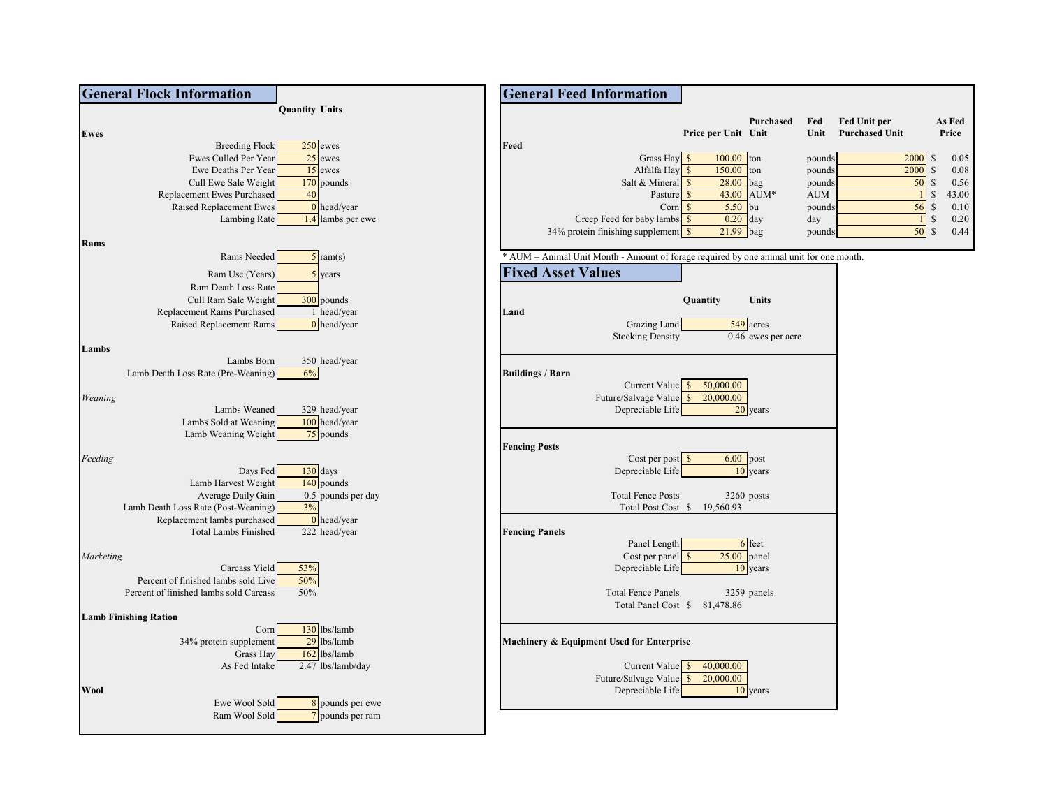## General Flock Information

| | Quantity | Units |
|---|---|---|
| **Ewes** | | |
| Breeding Flock | 250 | ewes |
| Ewes Culled Per Year | 25 | ewes |
| Ewe Deaths Per Year | 15 | ewes |
| Cull Ewe Sale Weight | 170 | pounds |
| Replacement Ewes Purchased | 40 | |
| Raised Replacement Ewes | 0 | head/year |
| Lambing Rate | 1.4 | lambs per ewe |
| **Rams** | | |
| Rams Needed | 5 | ram(s) |
| Ram Use (Years) | 5 | years |
| Ram Death Loss Rate | | |
| Cull Ram Sale Weight | 300 | pounds |
| Replacement Rams Purchased | 1 | head/year |
| Raised Replacement Rams | 0 | head/year |
| **Lambs** | | |
| Lambs Born | 350 | head/year |
| Lamb Death Loss Rate (Pre-Weaning) | 6% | |
| *Weaning* | | |
| Lambs Weaned | 329 | head/year |
| Lambs Sold at Weaning | 100 | head/year |
| Lamb Weaning Weight | 75 | pounds |
| *Feeding* | | |
| Days Fed | 130 | days |
| Lamb Harvest Weight | 140 | pounds |
| Average Daily Gain | 0.5 | pounds per day |
| Lamb Death Loss Rate (Post-Weaning) | 3% | |
| Replacement lambs purchased | 0 | head/year |
| Total Lambs Finished | 222 | head/year |
| *Marketing* | | |
| Carcass Yield | 53% | |
| Percent of finished lambs sold Live | 50% | |
| Percent of finished lambs sold Carcass | 50% | |
| **Lamb Finishing Ration** | | |
| Corn | 130 | lbs/lamb |
| 34% protein supplement | 29 | lbs/lamb |
| Grass Hay | 162 | lbs/lamb |
| As Fed Intake | 2.47 | lbs/lamb/day |
| **Wool** | | |
| Ewe Wool Sold | 8 | pounds per ewe |
| Ram Wool Sold | 7 | pounds per ram |

## General Feed Information

| Feed | Price per Unit | Purchased Unit | Fed Unit | Fed Unit per Purchased Unit | As Fed Price |
|---|---|---|---|---|---|
| Grass Hay | $ 100.00 | ton | pounds | 2000 | $ 0.05 |
| Alfalfa Hay | $ 150.00 | ton | pounds | 2000 | $ 0.08 |
| Salt & Mineral | $ 28.00 | bag | pounds | 50 | $ 0.56 |
| Pasture | $ 43.00 | AUM* | AUM | 1 | $ 43.00 |
| Corn | $ 5.50 | bu | pounds | 56 | $ 0.10 |
| Creep Feed for baby lambs | $ 0.20 | day | day | 1 | $ 0.20 |
| 34% protein finishing supplement | $ 21.99 | bag | pounds | 50 | $ 0.44 |

\* AUM = Animal Unit Month - Amount of forage required by one animal unit for one month.

## Fixed Asset Values

| | Quantity | Units |
|---|---|---|
| **Land** | | |
| Grazing Land | 549 | acres |
| Stocking Density | 0.46 | ewes per acre |
| **Buildings / Barn** | | |
| Current Value | $ 50,000.00 | |
| Future/Salvage Value | $ 20,000.00 | |
| Depreciable Life | 20 | years |
| **Fencing Posts** | | |
| Cost per post | $ 6.00 | post |
| Depreciable Life | 10 | years |
| Total Fence Posts | 3260 | posts |
| Total Post Cost | $ 19,560.93 | |
| **Fencing Panels** | | |
| Panel Length | 6 | feet |
| Cost per panel | $ 25.00 | panel |
| Depreciable Life | 10 | years |
| Total Fence Panels | 3259 | panels |
| Total Panel Cost | $ 81,478.86 | |
| **Machinery & Equipment Used for Enterprise** | | |
| Current Value | $ 40,000.00 | |
| Future/Salvage Value | $ 20,000.00 | |
| Depreciable Life | 10 | years |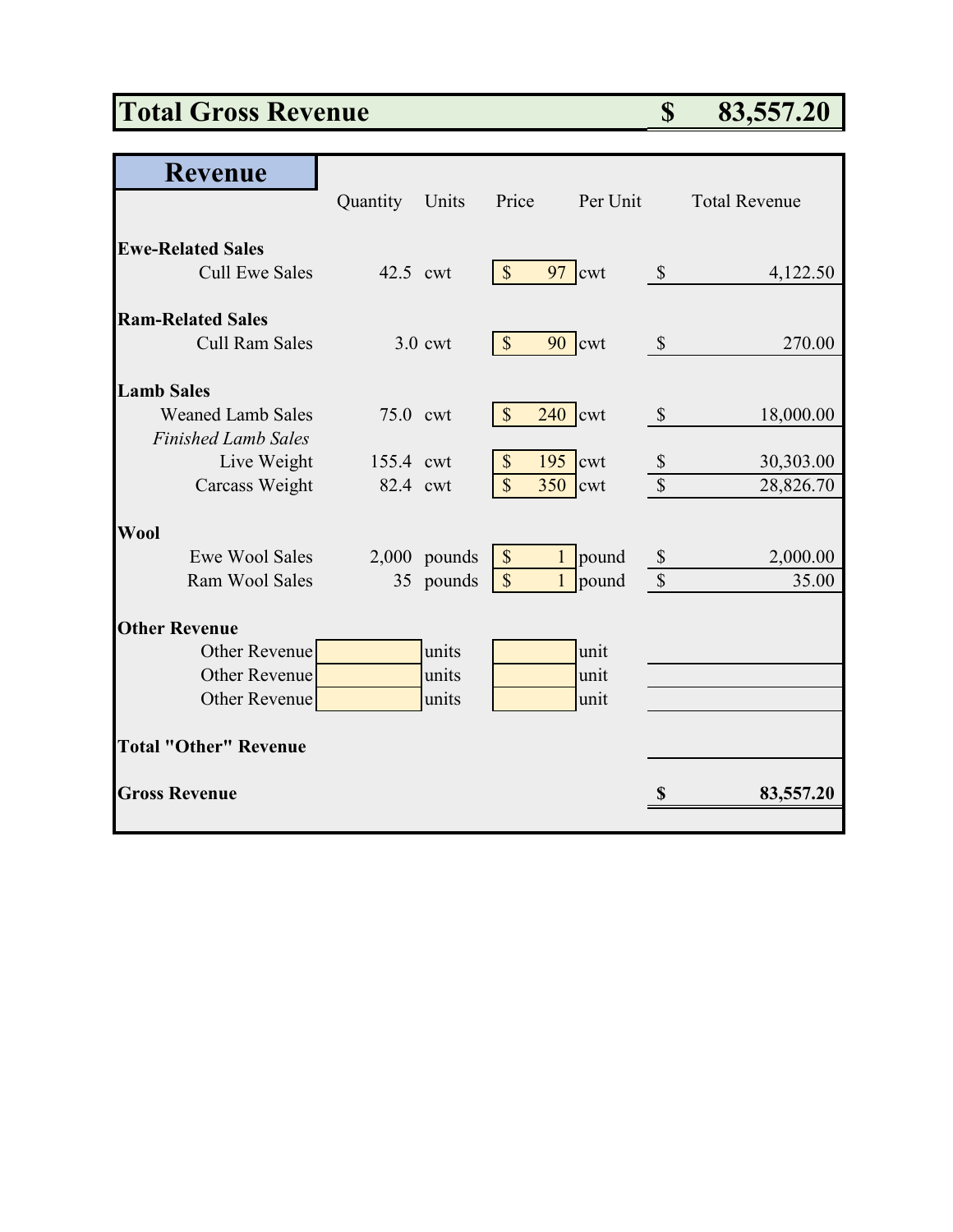| Total Gross Revenue | $ 83,557.20 |
|---|---|

## Revenue

| | Quantity | Units | Price | Per Unit | Total Revenue |
|---|---|---|---|---|---|
| **Ewe-Related Sales** | | | | | |
| Cull Ewe Sales | 42.5 | cwt | $ 97 | cwt | $ 4,122.50 |
| **Ram-Related Sales** | | | | | |
| Cull Ram Sales | 3.0 | cwt | $ 90 | cwt | $ 270.00 |
| **Lamb Sales** | | | | | |
| Weaned Lamb Sales | 75.0 | cwt | $ 240 | cwt | $ 18,000.00 |
| *Finished Lamb Sales* | | | | | |
| Live Weight | 155.4 | cwt | $ 195 | cwt | $ 30,303.00 |
| Carcass Weight | 82.4 | cwt | $ 350 | cwt | $ 28,826.70 |
| **Wool** | | | | | |
| Ewe Wool Sales | 2,000 | pounds | $ 1 | pound | $ 2,000.00 |
| Ram Wool Sales | 35 | pounds | $ 1 | pound | $ 35.00 |
| **Other Revenue** | | | | | |
| Other Revenue | | units | | unit | |
| Other Revenue | | units | | unit | |
| Other Revenue | | units | | unit | |
| **Total "Other" Revenue** | | | | | |
| **Gross Revenue** | | | | | **$ 83,557.20** |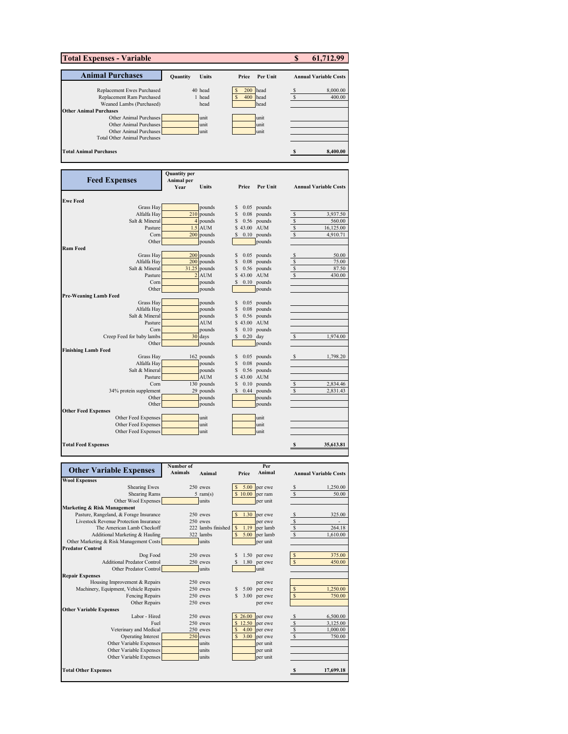## Total Expenses - Variable — $ 61,712.99

### Animal Purchases

| Animal Purchases | Quantity | Units | Price | Per Unit | Annual Variable Costs |
|---|---|---|---|---|---|
| Replacement Ewes Purchased | 40 | head | $ 200 | head | $ 8,000.00 |
| Replacement Ram Purchased | 1 | head | $ 400 | head | $ 400.00 |
| Weaned Lambs (Purchased) | | head | | head | |
| **Other Animal Purchases** | | | | | |
| Other Animal Purchases | | unit | | unit | |
| Other Animal Purchases | | unit | | unit | |
| Other Animal Purchases | | unit | | unit | |
| Total Other Animal Purchases | | | | | |
| **Total Animal Purchases** | | | | | **$ 8,400.00** |

### Feed Expenses

| Feed Expenses | Quantity per Animal per Year | Units | Price | Per Unit | Annual Variable Costs |
|---|---|---|---|---|---|
| **Ewe Feed** | | | | | |
| Grass Hay | | pounds | $ 0.05 | pounds | |
| Alfalfa Hay | 210 | pounds | $ 0.08 | pounds | $ 3,937.50 |
| Salt & Mineral | 4 | pounds | $ 0.56 | pounds | $ 560.00 |
| Pasture | 1.5 | AUM | $ 43.00 | AUM | $ 16,125.00 |
| Corn | 200 | pounds | $ 0.10 | pounds | $ 4,910.71 |
| Other | | pounds | | pounds | |
| **Ram Feed** | | | | | |
| Grass Hay | 200 | pounds | $ 0.05 | pounds | $ 50.00 |
| Alfalfa Hay | 200 | pounds | $ 0.08 | pounds | $ 75.00 |
| Salt & Mineral | 31.25 | pounds | $ 0.56 | pounds | $ 87.50 |
| Pasture | 2 | AUM | $ 43.00 | AUM | $ 430.00 |
| Corn | | pounds | $ 0.10 | pounds | |
| Other | | pounds | | pounds | |
| **Pre-Weaning Lamb Feed** | | | | | |
| Grass Hay | | pounds | $ 0.05 | pounds | |
| Alfalfa Hay | | pounds | $ 0.08 | pounds | |
| Salt & Mineral | | pounds | $ 0.56 | pounds | |
| Pasture | | AUM | $ 43.00 | AUM | |
| Corn | | pounds | $ 0.10 | pounds | |
| Creep Feed for baby lambs | 30 | days | $ 0.20 | day | $ 1,974.00 |
| Other | | pounds | | pounds | |
| **Finishing Lamb Feed** | | | | | |
| Grass Hay | 162 | pounds | $ 0.05 | pounds | $ 1,798.20 |
| Alfalfa Hay | | pounds | $ 0.08 | pounds | |
| Salt & Mineral | | pounds | $ 0.56 | pounds | |
| Pasture | | AUM | $ 43.00 | AUM | |
| Corn | 130 | pounds | $ 0.10 | pounds | $ 2,834.46 |
| 34% protein supplement | 29 | pounds | $ 0.44 | pounds | $ 2,831.43 |
| Other | | pounds | | pounds | |
| Other | | pounds | | pounds | |
| **Other Feed Expenses** | | | | | |
| Other Feed Expenses | | unit | | unit | |
| Other Feed Expenses | | unit | | unit | |
| Other Feed Expenses | | unit | | unit | |
| **Total Feed Expenses** | | | | | **$ 35,613.81** |

### Other Variable Expenses

| Other Variable Expenses | Number of Animals | Animal | Price | Per Animal | Annual Variable Costs |
|---|---|---|---|---|---|
| **Wool Expenses** | | | | | |
| Shearing Ewes | 250 | ewes | $ 5.00 | per ewe | $ 1,250.00 |
| Shearing Rams | 5 | ram(s) | $ 10.00 | per ram | $ 50.00 |
| Other Wool Expenses | | units | | per unit | |
| **Marketing & Risk Management** | | | | | |
| Pasture, Rangeland, & Forage Insurance | 250 | ewes | $ 1.30 | per ewe | $ 325.00 |
| Livestock Revenue Protection Insurance | 250 | ewes | | per ewe | $ - |
| The American Lamb Checkoff | 222 | lambs finished | $ 1.19 | per lamb | $ 264.18 |
| Additional Marketing & Hauling | 322 | lambs | $ 5.00 | per lamb | $ 1,610.00 |
| Other Marketing & Risk Management Costs | | units | | per unit | |
| **Predator Control** | | | | | |
| Dog Food | 250 | ewes | $ 1.50 | per ewe | $ 375.00 |
| Additional Predator Control | 250 | ewes | $ 1.80 | per ewe | $ 450.00 |
| Other Predator Control | | units | | unit | |
| **Repair Expenses** | | | | | |
| Housing Improvement & Repairs | 250 | ewes | | per ewe | |
| Machinery, Equipment, Vehicle Repairs | 250 | ewes | $ 5.00 | per ewe | $ 1,250.00 |
| Fencing Repairs | 250 | ewes | $ 3.00 | per ewe | $ 750.00 |
| Other Repairs | 250 | ewes | | per ewe | |
| **Other Variable Expenses** | | | | | |
| Labor - Hired | 250 | ewes | $ 26.00 | per ewe | $ 6,500.00 |
| Fuel | 250 | ewes | $ 12.50 | per ewe | $ 3,125.00 |
| Veterinary and Medical | 250 | ewes | $ 4.00 | per ewe | $ 1,000.00 |
| Operating Interest | 250 | ewes | $ 3.00 | per ewe | $ 750.00 |
| Other Variable Expenses | | units | | per unit | |
| Other Variable Expenses | | units | | per unit | |
| Other Variable Expenses | | units | | per unit | |
| **Total Other Expenses** | | | | | **$ 17,699.18** |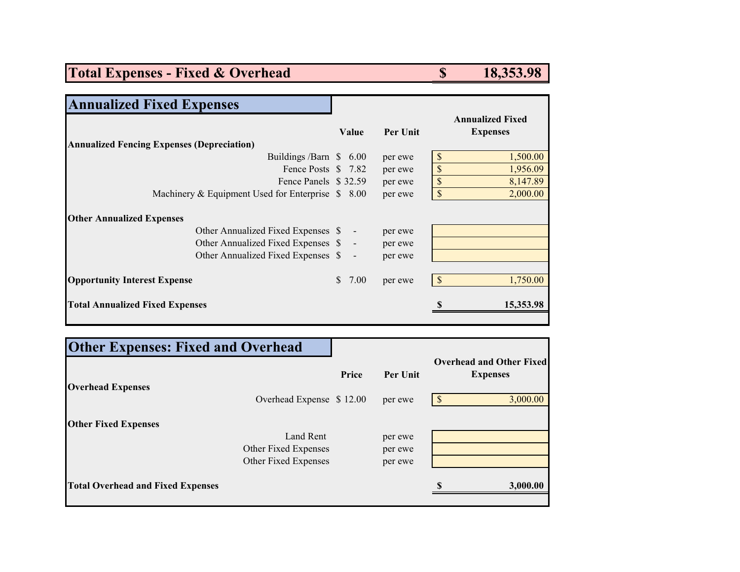# Total Expenses - Fixed & Overhead — $ 18,353.98

## Annualized Fixed Expenses

| | Value | Per Unit | Annualized Fixed Expenses |
|---|---|---|---|
| **Annualized Fencing Expenses (Depreciation)** | | | |
| Buildings /Barn | $ 6.00 | per ewe | $ 1,500.00 |
| Fence Posts | $ 7.82 | per ewe | $ 1,956.09 |
| Fence Panels | $ 32.59 | per ewe | $ 8,147.89 |
| Machinery & Equipment Used for Enterprise | $ 8.00 | per ewe | $ 2,000.00 |
| **Other Annualized Expenses** | | | |
| Other Annualized Fixed Expenses | $ - | per ewe | |
| Other Annualized Fixed Expenses | $ - | per ewe | |
| Other Annualized Fixed Expenses | $ - | per ewe | |
| **Opportunity Interest Expense** | $ 7.00 | per ewe | $ 1,750.00 |
| **Total Annualized Fixed Expenses** | | | **$ 15,353.98** |

## Other Expenses: Fixed and Overhead

| | Price | Per Unit | Overhead and Other Fixed Expenses |
|---|---|---|---|
| **Overhead Expenses** | | | |
| Overhead Expense | $ 12.00 | per ewe | $ 3,000.00 |
| **Other Fixed Expenses** | | | |
| Land Rent | | per ewe | |
| Other Fixed Expenses | | per ewe | |
| Other Fixed Expenses | | per ewe | |
| **Total Overhead and Fixed Expenses** | | | **$ 3,000.00** |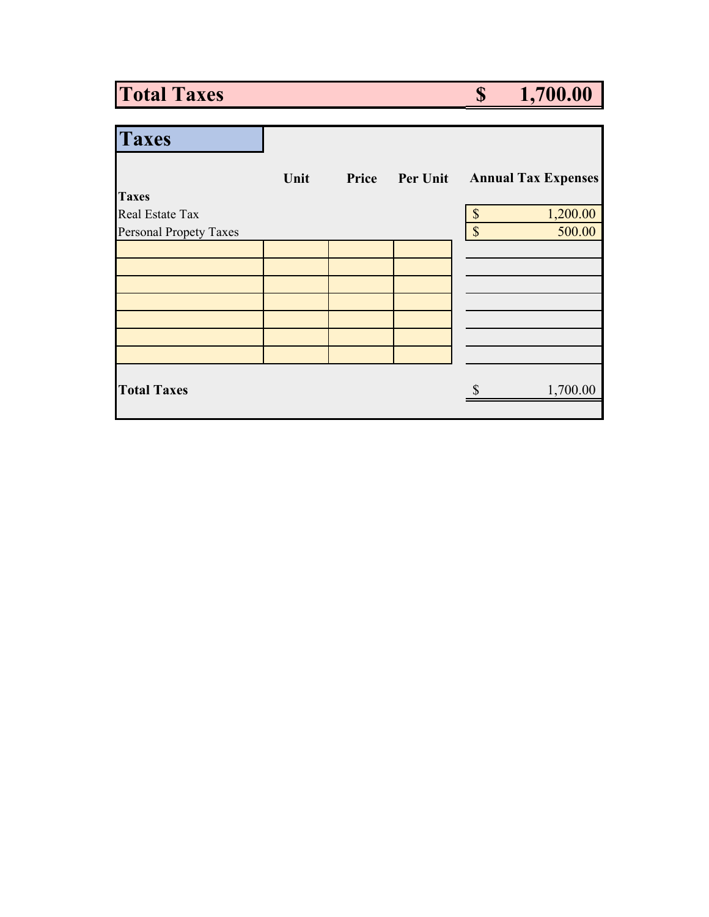# Total Taxes $ 1,700.00

## Taxes

| | Unit | Price | Per Unit | Annual Tax Expenses |
|---|---|---|---|---|
| **Taxes** | | | | |
| Real Estate Tax | | | | $ 1,200.00 |
| Personal Propety Taxes | | | | $ 500.00 |
| | | | | |
| | | | | |
| | | | | |
| | | | | |
| | | | | |
| | | | | |
| | | | | |
| **Total Taxes** | | | | $ 1,700.00 |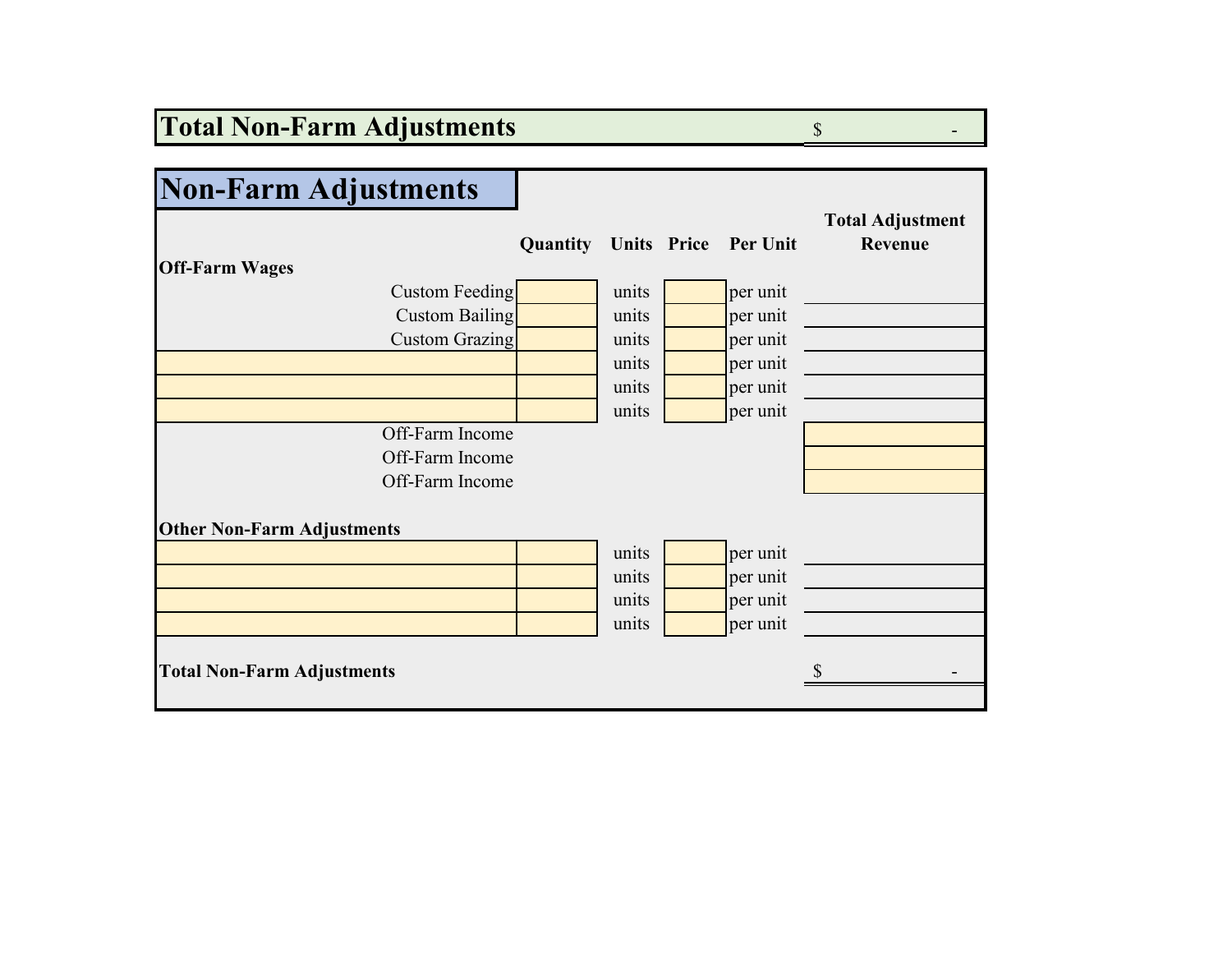| Total Non-Farm Adjustments | $ - |
| --- | --- |

## Non-Farm Adjustments

| | Quantity | Units | Price | Per Unit | Total Adjustment Revenue |
| --- | --- | --- | --- | --- | --- |
| **Off-Farm Wages** | | | | | |
| Custom Feeding | | units | | per unit | |
| Custom Bailing | | units | | per unit | |
| Custom Grazing | | units | | per unit | |
| | | units | | per unit | |
| | | units | | per unit | |
| | | units | | per unit | |
| Off-Farm Income | | | | | |
| Off-Farm Income | | | | | |
| Off-Farm Income | | | | | |
| **Other Non-Farm Adjustments** | | | | | |
| | | units | | per unit | |
| | | units | | per unit | |
| | | units | | per unit | |
| | | units | | per unit | |
| **Total Non-Farm Adjustments** | | | | | $ - |